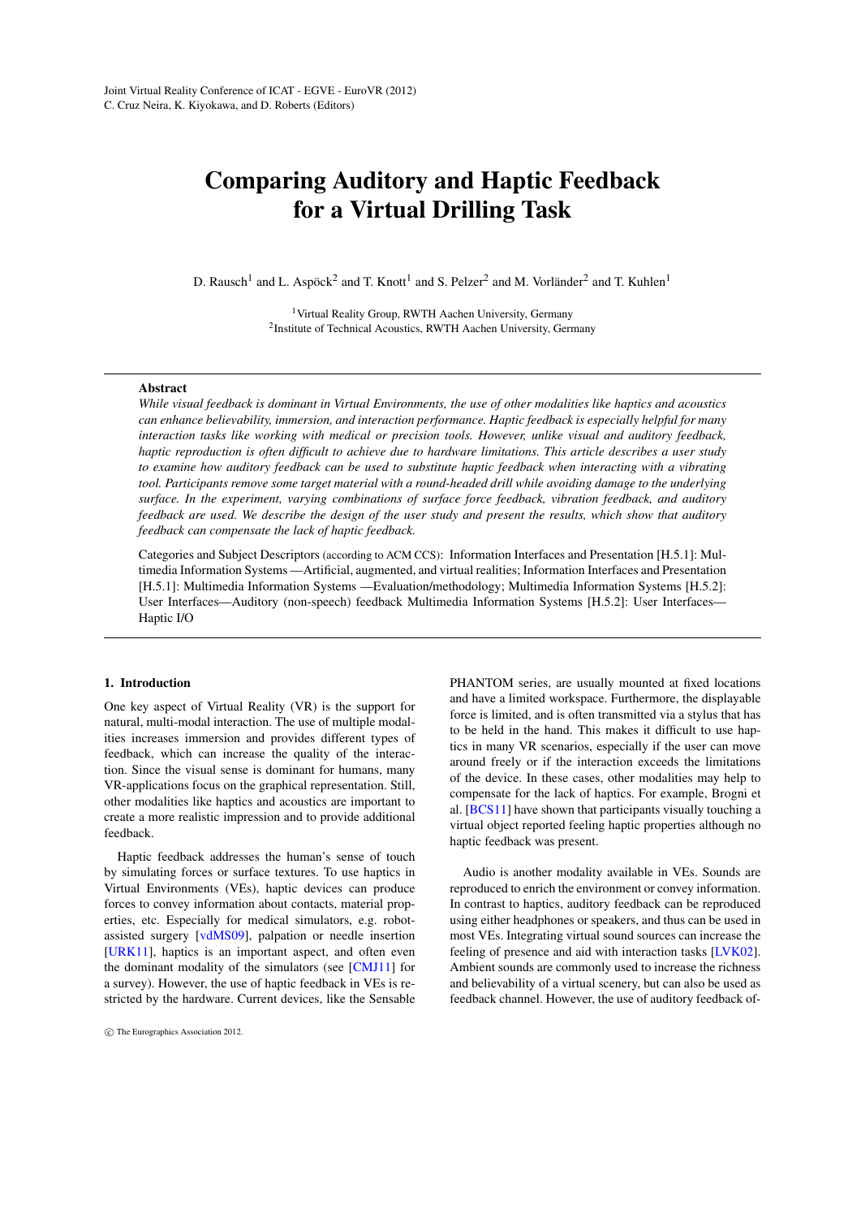Joint Virtual Reality Conference of ICAT - EGVE - EuroVR (2012)
C. Cruz Neira, K. Kiyokawa, and D. Roberts (Editors)

# Comparing Auditory and Haptic Feedback for a Virtual Drilling Task

D. Rausch[1] and L. Aspöck[2] and T. Knott[1] and S. Pelzer[2] and M. Vorländer[2] and T. Kuhlen[1]

[1]Virtual Reality Group, RWTH Aachen University, Germany
[2]Institute of Technical Acoustics, RWTH Aachen University, Germany

## Abstract

*While visual feedback is dominant in Virtual Environments, the use of other modalities like haptics and acoustics can enhance believability, immersion, and interaction performance. Haptic feedback is especially helpful for many interaction tasks like working with medical or precision tools. However, unlike visual and auditory feedback, haptic reproduction is often difficult to achieve due to hardware limitations. This article describes a user study to examine how auditory feedback can be used to substitute haptic feedback when interacting with a vibrating tool. Participants remove some target material with a round-headed drill while avoiding damage to the underlying surface. In the experiment, varying combinations of surface force feedback, vibration feedback, and auditory feedback are used. We describe the design of the user study and present the results, which show that auditory feedback can compensate the lack of haptic feedback.*

Categories and Subject Descriptors (according to ACM CCS): Information Interfaces and Presentation [H.5.1]: Multimedia Information Systems —Artificial, augmented, and virtual realities; Information Interfaces and Presentation [H.5.1]: Multimedia Information Systems —Evaluation/methodology; Multimedia Information Systems [H.5.2]: User Interfaces—Auditory (non-speech) feedback Multimedia Information Systems [H.5.2]: User Interfaces—Haptic I/O

## 1. Introduction

One key aspect of Virtual Reality (VR) is the support for natural, multi-modal interaction. The use of multiple modalities increases immersion and provides different types of feedback, which can increase the quality of the interaction. Since the visual sense is dominant for humans, many VR-applications focus on the graphical representation. Still, other modalities like haptics and acoustics are important to create a more realistic impression and to provide additional feedback.

Haptic feedback addresses the human's sense of touch by simulating forces or surface textures. To use haptics in Virtual Environments (VEs), haptic devices can produce forces to convey information about contacts, material properties, etc. Especially for medical simulators, e.g. robot-assisted surgery [vdMS09], palpation or needle insertion [URK11], haptics is an important aspect, and often even the dominant modality of the simulators (see [CMJ11] for a survey). However, the use of haptic feedback in VEs is restricted by the hardware. Current devices, like the Sensable PHANTOM series, are usually mounted at fixed locations and have a limited workspace. Furthermore, the displayable force is limited, and is often transmitted via a stylus that has to be held in the hand. This makes it difficult to use haptics in many VR scenarios, especially if the user can move around freely or if the interaction exceeds the limitations of the device. In these cases, other modalities may help to compensate for the lack of haptics. For example, Brogni et al. [BCS11] have shown that participants visually touching a virtual object reported feeling haptic properties although no haptic feedback was present.

Audio is another modality available in VEs. Sounds are reproduced to enrich the environment or convey information. In contrast to haptics, auditory feedback can be reproduced using either headphones or speakers, and thus can be used in most VEs. Integrating virtual sound sources can increase the feeling of presence and aid with interaction tasks [LVK02]. Ambient sounds are commonly used to increase the richness and believability of a virtual scenery, but can also be used as feedback channel. However, the use of auditory feedback of-

© The Eurographics Association 2012.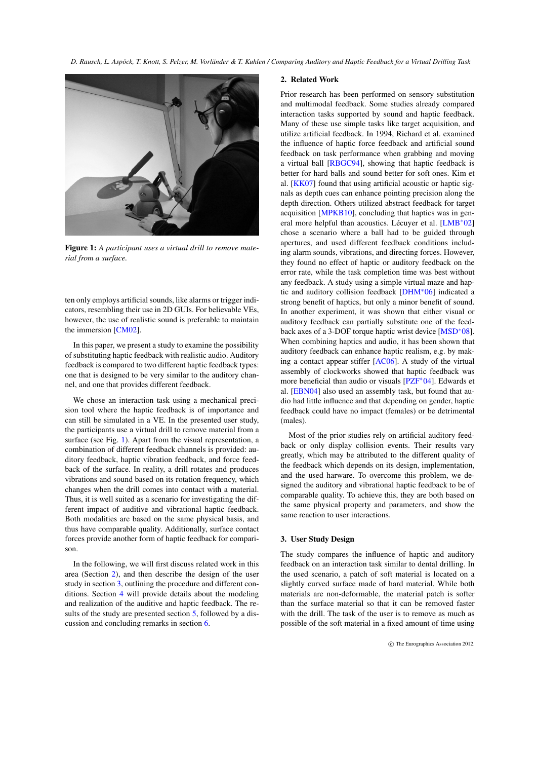**Figure 1:** *A participant uses a virtual drill to remove material from a surface.*

ten only employs artificial sounds, like alarms or trigger indicators, resembling their use in 2D GUIs. For believable VEs, however, the use of realistic sound is preferable to maintain the immersion [CM02].

In this paper, we present a study to examine the possibility of substituting haptic feedback with realistic audio. Auditory feedback is compared to two different haptic feedback types: one that is designed to be very similar to the auditory channel, and one that provides different feedback.

We chose an interaction task using a mechanical precision tool where the haptic feedback is of importance and can still be simulated in a VE. In the presented user study, the participants use a virtual drill to remove material from a surface (see Fig. 1). Apart from the visual representation, a combination of different feedback channels is provided: auditory feedback, haptic vibration feedback, and force feedback of the surface. In reality, a drill rotates and produces vibrations and sound based on its rotation frequency, which changes when the drill comes into contact with a material. Thus, it is well suited as a scenario for investigating the different impact of auditive and vibrational haptic feedback. Both modalities are based on the same physical basis, and thus have comparable quality. Additionally, surface contact forces provide another form of haptic feedback for comparison.

In the following, we will first discuss related work in this area (Section 2), and then describe the design of the user study in section 3, outlining the procedure and different conditions. Section 4 will provide details about the modeling and realization of the auditive and haptic feedback. The results of the study are presented section 5, followed by a discussion and concluding remarks in section 6.

## 2. Related Work

Prior research has been performed on sensory substitution and multimodal feedback. Some studies already compared interaction tasks supported by sound and haptic feedback. Many of these use simple tasks like target acquisition, and utilize artificial feedback. In 1994, Richard et al. examined the influence of haptic force feedback and artificial sound feedback on task performance when grabbing and moving a virtual ball [RBGC94], showing that haptic feedback is better for hard balls and sound better for soft ones. Kim et al. [KK07] found that using artificial acoustic or haptic signals as depth cues can enhance pointing precision along the depth direction. Others utilized abstract feedback for target acquisition [MPKB10], concluding that haptics was in general more helpful than acoustics. Lécuyer et al. [LMB*02] chose a scenario where a ball had to be guided through apertures, and used different feedback conditions including alarm sounds, vibrations, and directing forces. However, they found no effect of haptic or auditory feedback on the error rate, while the task completion time was best without any feedback. A study using a simple virtual maze and haptic and auditory collision feedback [DHM*06] indicated a strong benefit of haptics, but only a minor benefit of sound. In another experiment, it was shown that either visual or auditory feedback can partially substitute one of the feedback axes of a 3-DOF torque haptic wrist device [MSD*08]. When combining haptics and audio, it has been shown that auditory feedback can enhance haptic realism, e.g. by making a contact appear stiffer [AC06]. A study of the virtual assembly of clockworks showed that haptic feedback was more beneficial than audio or visuals [PZF*04]. Edwards et al. [EBN04] also used an assembly task, but found that audio had little influence and that depending on gender, haptic feedback could have no impact (females) or be detrimental (males).

Most of the prior studies rely on artificial auditory feedback or only display collision events. Their results vary greatly, which may be attributed to the different quality of the feedback which depends on its design, implementation, and the used harware. To overcome this problem, we designed the auditory and vibrational haptic feedback to be of comparable quality. To achieve this, they are both based on the same physical property and parameters, and show the same reaction to user interactions.

## 3. User Study Design

The study compares the influence of haptic and auditory feedback on an interaction task similar to dental drilling. In the used scenario, a patch of soft material is located on a slightly curved surface made of hard material. While both materials are non-deformable, the material patch is softer than the surface material so that it can be removed faster with the drill. The task of the user is to remove as much as possible of the soft material in a fixed amount of time using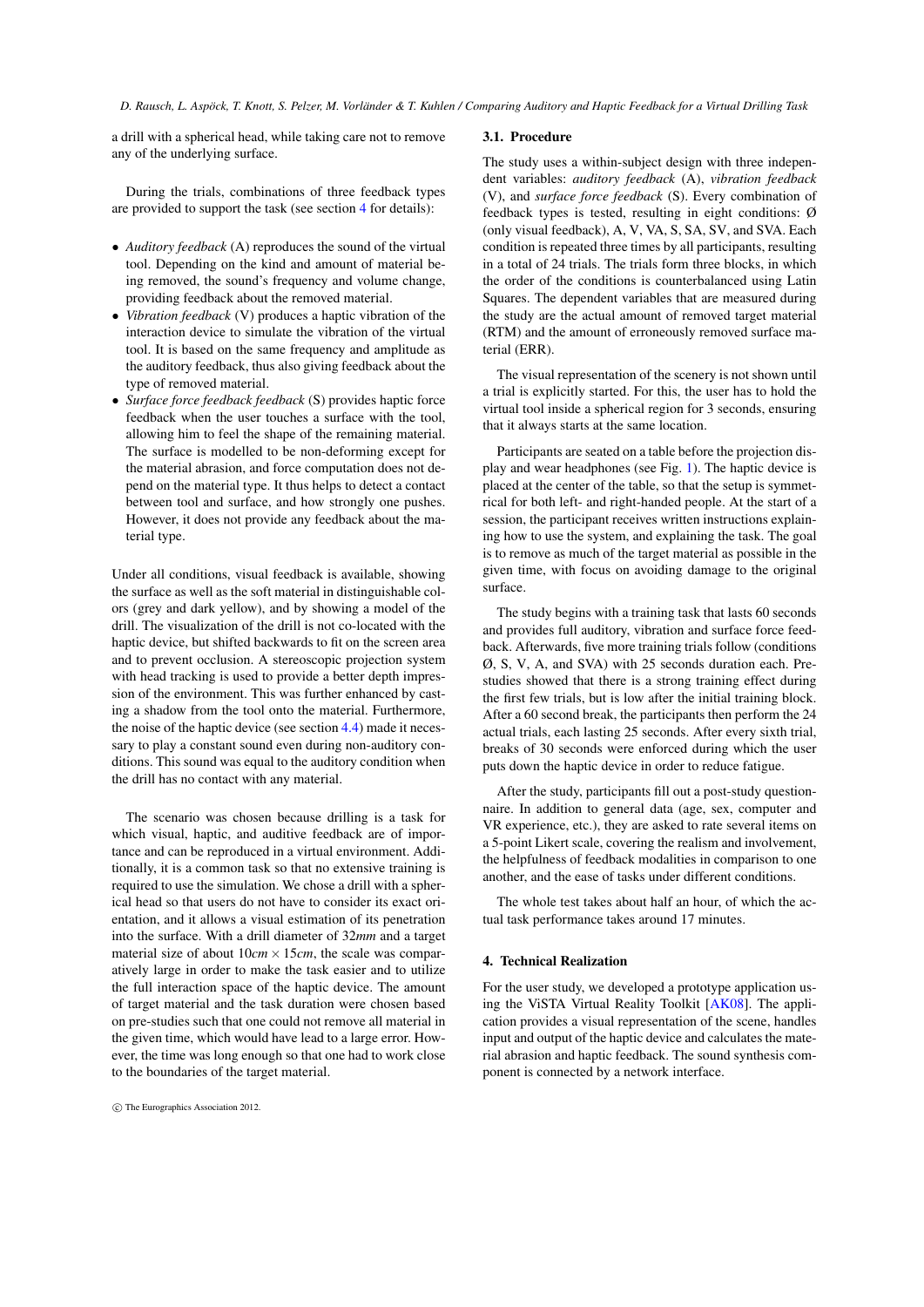a drill with a spherical head, while taking care not to remove any of the underlying surface.

During the trials, combinations of three feedback types are provided to support the task (see section 4 for details):

- *Auditory feedback* (A) reproduces the sound of the virtual tool. Depending on the kind and amount of material being removed, the sound's frequency and volume change, providing feedback about the removed material.
- *Vibration feedback* (V) produces a haptic vibration of the interaction device to simulate the vibration of the virtual tool. It is based on the same frequency and amplitude as the auditory feedback, thus also giving feedback about the type of removed material.
- *Surface force feedback feedback* (S) provides haptic force feedback when the user touches a surface with the tool, allowing him to feel the shape of the remaining material. The surface is modelled to be non-deforming except for the material abrasion, and force computation does not depend on the material type. It thus helps to detect a contact between tool and surface, and how strongly one pushes. However, it does not provide any feedback about the material type.

Under all conditions, visual feedback is available, showing the surface as well as the soft material in distinguishable colors (grey and dark yellow), and by showing a model of the drill. The visualization of the drill is not co-located with the haptic device, but shifted backwards to fit on the screen area and to prevent occlusion. A stereoscopic projection system with head tracking is used to provide a better depth impression of the environment. This was further enhanced by casting a shadow from the tool onto the material. Furthermore, the noise of the haptic device (see section 4.4) made it necessary to play a constant sound even during non-auditory conditions. This sound was equal to the auditory condition when the drill has no contact with any material.

The scenario was chosen because drilling is a task for which visual, haptic, and auditive feedback are of importance and can be reproduced in a virtual environment. Additionally, it is a common task so that no extensive training is required to use the simulation. We chose a drill with a spherical head so that users do not have to consider its exact orientation, and it allows a visual estimation of its penetration into the surface. With a drill diameter of $32mm$ and a target material size of about $10cm \times 15cm$, the scale was comparatively large in order to make the task easier and to utilize the full interaction space of the haptic device. The amount of target material and the task duration were chosen based on pre-studies such that one could not remove all material in the given time, which would have lead to a large error. However, the time was long enough so that one had to work close to the boundaries of the target material.

### 3.1. Procedure

The study uses a within-subject design with three independent variables: *auditory feedback* (A), *vibration feedback* (V), and *surface force feedback* (S). Every combination of feedback types is tested, resulting in eight conditions: Ø (only visual feedback), A, V, VA, S, SA, SV, and SVA. Each condition is repeated three times by all participants, resulting in a total of 24 trials. The trials form three blocks, in which the order of the conditions is counterbalanced using Latin Squares. The dependent variables that are measured during the study are the actual amount of removed target material (RTM) and the amount of erroneously removed surface material (ERR).

The visual representation of the scenery is not shown until a trial is explicitly started. For this, the user has to hold the virtual tool inside a spherical region for 3 seconds, ensuring that it always starts at the same location.

Participants are seated on a table before the projection display and wear headphones (see Fig. 1). The haptic device is placed at the center of the table, so that the setup is symmetrical for both left- and right-handed people. At the start of a session, the participant receives written instructions explaining how to use the system, and explaining the task. The goal is to remove as much of the target material as possible in the given time, with focus on avoiding damage to the original surface.

The study begins with a training task that lasts 60 seconds and provides full auditory, vibration and surface force feedback. Afterwards, five more training trials follow (conditions Ø, S, V, A, and SVA) with 25 seconds duration each. Prestudies showed that there is a strong training effect during the first few trials, but is low after the initial training block. After a 60 second break, the participants then perform the 24 actual trials, each lasting 25 seconds. After every sixth trial, breaks of 30 seconds were enforced during which the user puts down the haptic device in order to reduce fatigue.

After the study, participants fill out a post-study questionnaire. In addition to general data (age, sex, computer and VR experience, etc.), they are asked to rate several items on a 5-point Likert scale, covering the realism and involvement, the helpfulness of feedback modalities in comparison to one another, and the ease of tasks under different conditions.

The whole test takes about half an hour, of which the actual task performance takes around 17 minutes.

## 4. Technical Realization

For the user study, we developed a prototype application using the ViSTA Virtual Reality Toolkit [AK08]. The application provides a visual representation of the scene, handles input and output of the haptic device and calculates the material abrasion and haptic feedback. The sound synthesis component is connected by a network interface.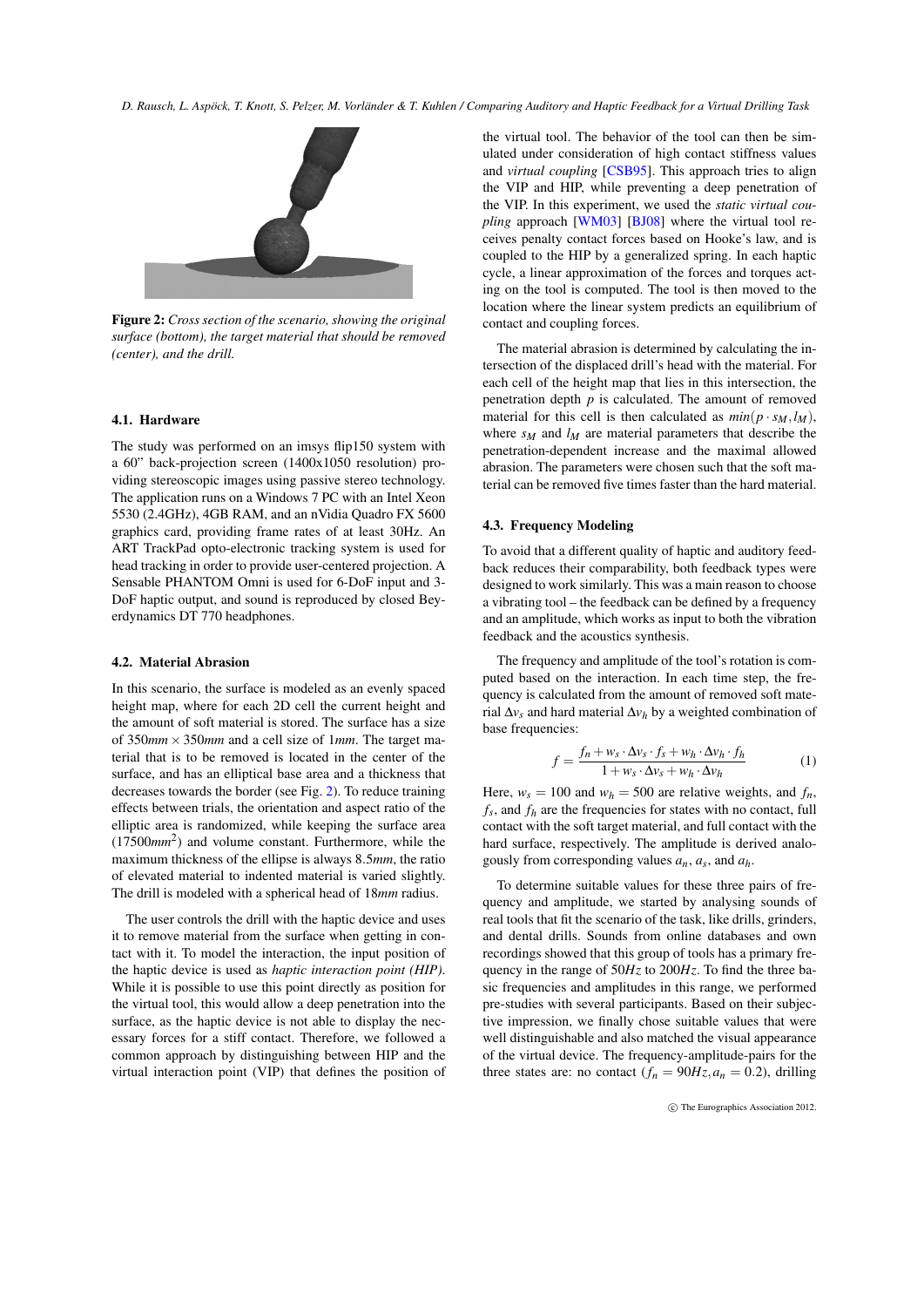**Figure 2:** *Cross section of the scenario, showing the original surface (bottom), the target material that should be removed (center), and the drill.*

### 4.1. Hardware

The study was performed on an imsys flip150 system with a 60" back-projection screen (1400x1050 resolution) providing stereoscopic images using passive stereo technology. The application runs on a Windows 7 PC with an Intel Xeon 5530 (2.4GHz), 4GB RAM, and an nVidia Quadro FX 5600 graphics card, providing frame rates of at least 30Hz. An ART TrackPad opto-electronic tracking system is used for head tracking in order to provide user-centered projection. A Sensable PHANTOM Omni is used for 6-DoF input and 3-DoF haptic output, and sound is reproduced by closed Beyerdynamics DT 770 headphones.

### 4.2. Material Abrasion

In this scenario, the surface is modeled as an evenly spaced height map, where for each 2D cell the current height and the amount of soft material is stored. The surface has a size of $350mm \times 350mm$ and a cell size of $1mm$. The target material that is to be removed is located in the center of the surface, and has an elliptical base area and a thickness that decreases towards the border (see Fig. 2). To reduce training effects between trials, the orientation and aspect ratio of the elliptic area is randomized, while keeping the surface area ($17500mm^2$) and volume constant. Furthermore, while the maximum thickness of the ellipse is always $8.5mm$, the ratio of elevated material to indented material is varied slightly. The drill is modeled with a spherical head of $18mm$ radius.

The user controls the drill with the haptic device and uses it to remove material from the surface when getting in contact with it. To model the interaction, the input position of the haptic device is used as *haptic interaction point (HIP)*. While it is possible to use this point directly as position for the virtual tool, this would allow a deep penetration into the surface, as the haptic device is not able to display the necessary forces for a stiff contact. Therefore, we followed a common approach by distinguishing between HIP and the virtual interaction point (VIP) that defines the position of the virtual tool. The behavior of the tool can then be simulated under consideration of high contact stiffness values and *virtual coupling* [CSB95]. This approach tries to align the VIP and HIP, while preventing a deep penetration of the VIP. In this experiment, we used the *static virtual coupling* approach [WM03] [BJ08] where the virtual tool receives penalty contact forces based on Hooke's law, and is coupled to the HIP by a generalized spring. In each haptic cycle, a linear approximation of the forces and torques acting on the tool is computed. The tool is then moved to the location where the linear system predicts an equilibrium of contact and coupling forces.

The material abrasion is determined by calculating the intersection of the displaced drill's head with the material. For each cell of the height map that lies in this intersection, the penetration depth $p$ is calculated. The amount of removed material for this cell is then calculated as $min(p \cdot s_M, l_M)$, where $s_M$ and $l_M$ are material parameters that describe the penetration-dependent increase and the maximal allowed abrasion. The parameters were chosen such that the soft material can be removed five times faster than the hard material.

### 4.3. Frequency Modeling

To avoid that a different quality of haptic and auditory feedback reduces their comparability, both feedback types were designed to work similarly. This was a main reason to choose a vibrating tool – the feedback can be defined by a frequency and an amplitude, which works as input to both the vibration feedback and the acoustics synthesis.

The frequency and amplitude of the tool's rotation is computed based on the interaction. In each time step, the frequency is calculated from the amount of removed soft material $\Delta v_s$ and hard material $\Delta v_h$ by a weighted combination of base frequencies:

$$f = \frac{f_n + w_s \cdot \Delta v_s \cdot f_s + w_h \cdot \Delta v_h \cdot f_h}{1 + w_s \cdot \Delta v_s + w_h \cdot \Delta v_h} \quad (1)$$

Here, $w_s = 100$ and $w_h = 500$ are relative weights, and $f_n$, $f_s$, and $f_h$ are the frequencies for states with no contact, full contact with the soft target material, and full contact with the hard surface, respectively. The amplitude is derived analogously from corresponding values $a_n$, $a_s$, and $a_h$.

To determine suitable values for these three pairs of frequency and amplitude, we started by analysing sounds of real tools that fit the scenario of the task, like drills, grinders, and dental drills. Sounds from online databases and own recordings showed that this group of tools has a primary frequency in the range of $50Hz$ to $200Hz$. To find the three basic frequencies and amplitudes in this range, we performed pre-studies with several participants. Based on their subjective impression, we finally chose suitable values that were well distinguishable and also matched the visual appearance of the virtual device. The frequency-amplitude-pairs for the three states are: no contact ($f_n = 90Hz, a_n = 0.2$), drilling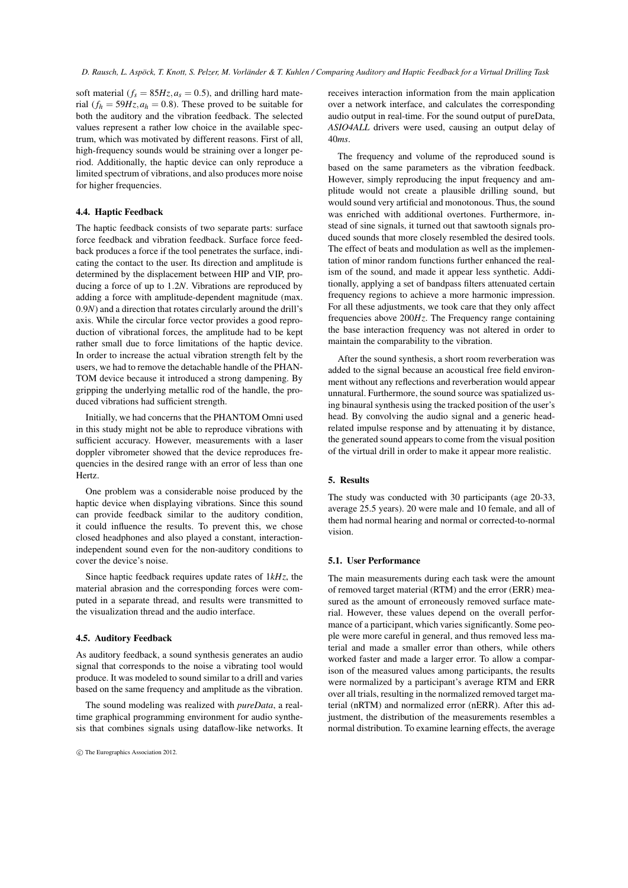soft material ($f_s = 85Hz, a_s = 0.5$), and drilling hard material ($f_h = 59Hz, a_h = 0.8$). These proved to be suitable for both the auditory and the vibration feedback. The selected values represent a rather low choice in the available spectrum, which was motivated by different reasons. First of all, high-frequency sounds would be straining over a longer period. Additionally, the haptic device can only reproduce a limited spectrum of vibrations, and also produces more noise for higher frequencies.

### 4.4. Haptic Feedback

The haptic feedback consists of two separate parts: surface force feedback and vibration feedback. Surface force feedback produces a force if the tool penetrates the surface, indicating the contact to the user. Its direction and amplitude is determined by the displacement between HIP and VIP, producing a force of up to $1.2N$. Vibrations are reproduced by adding a force with amplitude-dependent magnitude (max. $0.9N$) and a direction that rotates circularly around the drill's axis. While the circular force vector provides a good reproduction of vibrational forces, the amplitude had to be kept rather small due to force limitations of the haptic device. In order to increase the actual vibration strength felt by the users, we had to remove the detachable handle of the PHANTOM device because it introduced a strong dampening. By gripping the underlying metallic rod of the handle, the produced vibrations had sufficient strength.

Initially, we had concerns that the PHANTOM Omni used in this study might not be able to reproduce vibrations with sufficient accuracy. However, measurements with a laser doppler vibrometer showed that the device reproduces frequencies in the desired range with an error of less than one Hertz.

One problem was a considerable noise produced by the haptic device when displaying vibrations. Since this sound can provide feedback similar to the auditory condition, it could influence the results. To prevent this, we chose closed headphones and also played a constant, interaction-independent sound even for the non-auditory conditions to cover the device's noise.

Since haptic feedback requires update rates of $1kHz$, the material abrasion and the corresponding forces were computed in a separate thread, and results were transmitted to the visualization thread and the audio interface.

### 4.5. Auditory Feedback

As auditory feedback, a sound synthesis generates an audio signal that corresponds to the noise a vibrating tool would produce. It was modeled to sound similar to a drill and varies based on the same frequency and amplitude as the vibration.

The sound modeling was realized with *pureData*, a real-time graphical programming environment for audio synthesis that combines signals using dataflow-like networks. It receives interaction information from the main application over a network interface, and calculates the corresponding audio output in real-time. For the sound output of pureData, *ASIO4ALL* drivers were used, causing an output delay of $40ms$.

The frequency and volume of the reproduced sound is based on the same parameters as the vibration feedback. However, simply reproducing the input frequency and amplitude would not create a plausible drilling sound, but would sound very artificial and monotonous. Thus, the sound was enriched with additional overtones. Furthermore, instead of sine signals, it turned out that sawtooth signals produced sounds that more closely resembled the desired tools. The effect of beats and modulation as well as the implementation of minor random functions further enhanced the realism of the sound, and made it appear less synthetic. Additionally, applying a set of bandpass filters attenuated certain frequency regions to achieve a more harmonic impression. For all these adjustments, we took care that they only affect frequencies above $200Hz$. The Frequency range containing the base interaction frequency was not altered in order to maintain the comparability to the vibration.

After the sound synthesis, a short room reverberation was added to the signal because an acoustical free field environment without any reflections and reverberation would appear unnatural. Furthermore, the sound source was spatialized using binaural synthesis using the tracked position of the user's head. By convolving the audio signal and a generic head-related impulse response and by attenuating it by distance, the generated sound appears to come from the visual position of the virtual drill in order to make it appear more realistic.

## 5. Results

The study was conducted with 30 participants (age 20-33, average 25.5 years). 20 were male and 10 female, and all of them had normal hearing and normal or corrected-to-normal vision.

### 5.1. User Performance

The main measurements during each task were the amount of removed target material (RTM) and the error (ERR) measured as the amount of erroneously removed surface material. However, these values depend on the overall performance of a participant, which varies significantly. Some people were more careful in general, and thus removed less material and made a smaller error than others, while others worked faster and made a larger error. To allow a comparison of the measured values among participants, the results were normalized by a participant's average RTM and ERR over all trials, resulting in the normalized removed target material (nRTM) and normalized error (nERR). After this adjustment, the distribution of the measurements resembles a normal distribution. To examine learning effects, the average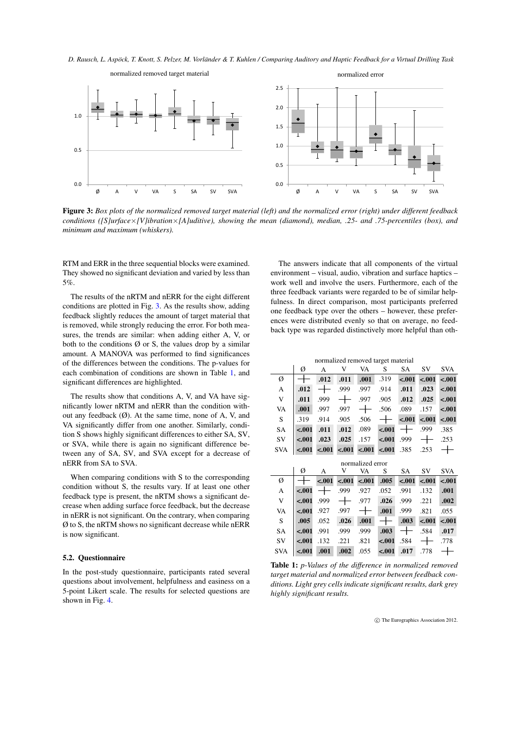Figure 3: *Box plots of the normalized removed target material (left) and the normalized error (right) under different feedback conditions ([S]urface×[V]ibration×[A]uditive), showing the mean (diamond), median, .25- and .75-percentiles (box), and minimum and maximum (whiskers).*

RTM and ERR in the three sequential blocks were examined. They showed no significant deviation and varied by less than 5%.

The results of the nRTM and nERR for the eight different conditions are plotted in Fig. 3. As the results show, adding feedback slightly reduces the amount of target material that is removed, while strongly reducing the error. For both measures, the trends are similar: when adding either A, V, or both to the conditions Ø or S, the values drop by a similar amount. A MANOVA was performed to find significances of the differences between the conditions. The p-values for each combination of conditions are shown in Table 1, and significant differences are highlighted.

The results show that conditions A, V, and VA have significantly lower nRTM and nERR than the condition without any feedback (Ø). At the same time, none of A, V, and VA significantly differ from one another. Similarly, condition S shows highly significant differences to either SA, SV, or SVA, while there is again no significant difference between any of SA, SV, and SVA except for a decrease of nERR from SA to SVA.

When comparing conditions with S to the corresponding condition without S, the results vary. If at least one other feedback type is present, the nRTM shows a significant decrease when adding surface force feedback, but the decrease in nERR is not significant. On the contrary, when comparing Ø to S, the nRTM shows no significant decrease while nERR is now significant.

### 5.2. Questionnaire

In the post-study questionnaire, participants rated several questions about involvement, helpfulness and easiness on a 5-point Likert scale. The results for selected questions are shown in Fig. 4.

The answers indicate that all components of the virtual environment – visual, audio, vibration and surface haptics – work well and involve the users. Furthermore, each of the three feedback variants were regarded to be of similar helpfulness. In direct comparison, most participants preferred one feedback type over the others – however, these preferences were distributed evenly so that on average, no feedback type was regarded distinctively more helpful than oth-

normalized removed target material

| | Ø | A | V | VA | S | SA | SV | SVA |
|---|---|---|---|---|---|---|---|---|
| Ø | + | **.012** | **.011** | **.001** | .319 | **<.001** | **<.001** | **<.001** |
| A | **.012** | + | .999 | .997 | .914 | **.011** | **.023** | **<.001** |
| V | **.011** | .999 | + | .997 | .905 | **.012** | **.025** | **<.001** |
| VA | **.001** | .997 | .997 | + | .506 | .089 | .157 | **<.001** |
| S | .319 | .914 | .905 | .506 | + | **<.001** | **<.001** | **<.001** |
| SA | **<.001** | **.011** | **.012** | .089 | **<.001** | + | .999 | .385 |
| SV | **<.001** | **.023** | **.025** | .157 | **<.001** | .999 | + | .253 |
| SVA | **<.001** | **<.001** | **<.001** | **<.001** | **<.001** | .385 | .253 | + |

normalized error

| | Ø | A | V | VA | S | SA | SV | SVA |
|---|---|---|---|---|---|---|---|---|
| Ø | + | **<.001** | **<.001** | **<.001** | **.005** | **<.001** | **<.001** | **<.001** |
| A | **<.001** | + | .999 | .927 | .052 | .991 | .132 | **.001** |
| V | **<.001** | .999 | + | .977 | **.026** | .999 | .221 | **.002** |
| VA | **<.001** | .927 | .997 | + | **.001** | .999 | .821 | .055 |
| S | **.005** | .052 | **.026** | **.001** | + | **.003** | **<.001** | **<.001** |
| SA | **<.001** | .991 | .999 | .999 | **.003** | + | .584 | **.017** |
| SV | **<.001** | .132 | .221 | .821 | **<.001** | .584 | + | .778 |
| SVA | **<.001** | **.001** | **.002** | .055 | **<.001** | **.017** | .778 | + |

**Table 1:** *p-Values of the difference in normalized removed target material and normalized error between feedback conditions. Light grey cells indicate significant results, dark grey highly significant results.*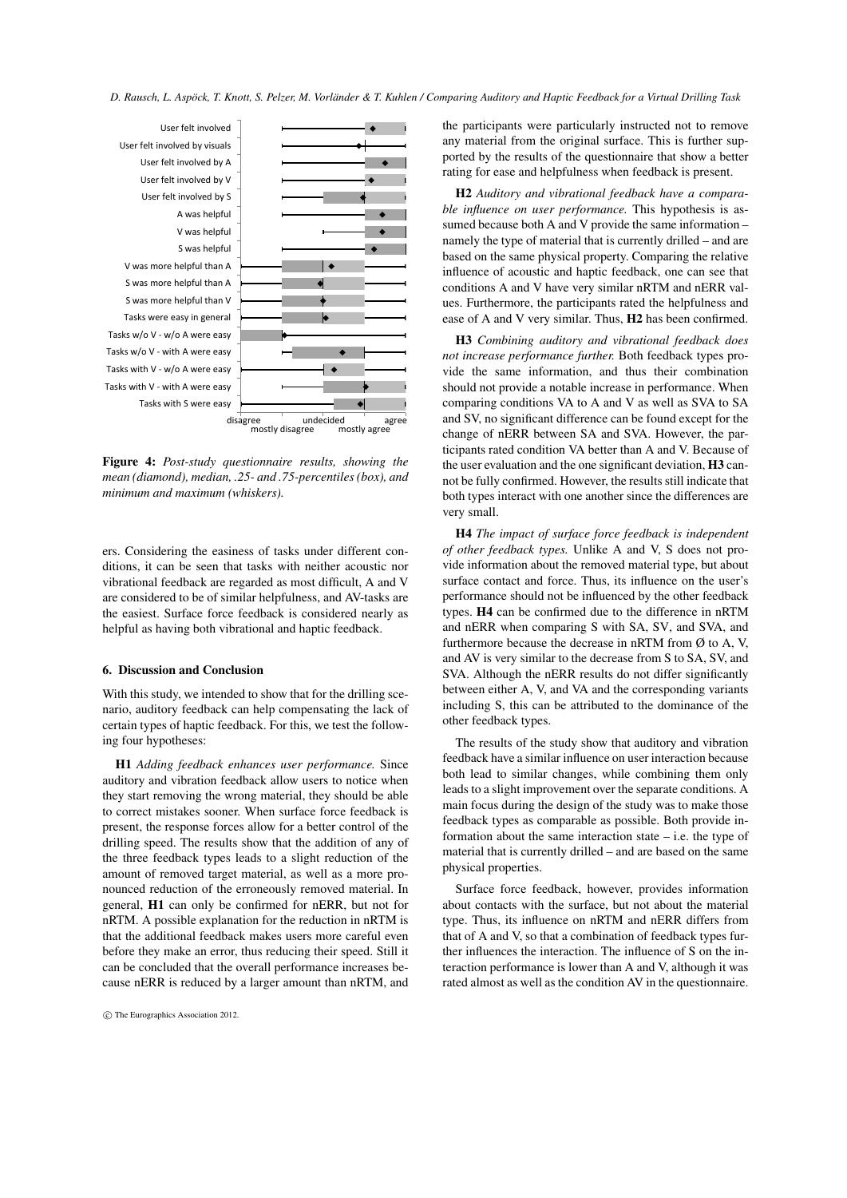**Figure 4:** *Post-study questionnaire results, showing the mean (diamond), median, .25- and .75-percentiles (box), and minimum and maximum (whiskers).*

ers. Considering the easiness of tasks under different conditions, it can be seen that tasks with neither acoustic nor vibrational feedback are regarded as most difficult, A and V are considered to be of similar helpfulness, and AV-tasks are the easiest. Surface force feedback is considered nearly as helpful as having both vibrational and haptic feedback.

## 6. Discussion and Conclusion

With this study, we intended to show that for the drilling scenario, auditory feedback can help compensating the lack of certain types of haptic feedback. For this, we test the following four hypotheses:

**H1** *Adding feedback enhances user performance.* Since auditory and vibration feedback allow users to notice when they start removing the wrong material, they should be able to correct mistakes sooner. When surface force feedback is present, the response forces allow for a better control of the drilling speed. The results show that the addition of any of the three feedback types leads to a slight reduction of the amount of removed target material, as well as a more pronounced reduction of the erroneously removed material. In general, **H1** can only be confirmed for nERR, but not for nRTM. A possible explanation for the reduction in nRTM is that the additional feedback makes users more careful even before they make an error, thus reducing their speed. Still it can be concluded that the overall performance increases because nERR is reduced by a larger amount than nRTM, and the participants were particularly instructed not to remove any material from the original surface. This is further supported by the results of the questionnaire that show a better rating for ease and helpfulness when feedback is present.

**H2** *Auditory and vibrational feedback have a comparable influence on user performance.* This hypothesis is assumed because both A and V provide the same information – namely the type of material that is currently drilled – and are based on the same physical property. Comparing the relative influence of acoustic and haptic feedback, one can see that conditions A and V have very similar nRTM and nERR values. Furthermore, the participants rated the helpfulness and ease of A and V very similar. Thus, **H2** has been confirmed.

**H3** *Combining auditory and vibrational feedback does not increase performance further.* Both feedback types provide the same information, and thus their combination should not provide a notable increase in performance. When comparing conditions VA to A and V as well as SVA to SA and SV, no significant difference can be found except for the change of nERR between SA and SVA. However, the participants rated condition VA better than A and V. Because of the user evaluation and the one significant deviation, **H3** cannot be fully confirmed. However, the results still indicate that both types interact with one another since the differences are very small.

**H4** *The impact of surface force feedback is independent of other feedback types.* Unlike A and V, S does not provide information about the removed material type, but about surface contact and force. Thus, its influence on the user's performance should not be influenced by the other feedback types. **H4** can be confirmed due to the difference in nRTM and nERR when comparing S with SA, SV, and SVA, and furthermore because the decrease in nRTM from Ø to A, V, and AV is very similar to the decrease from S to SA, SV, and SVA. Although the nERR results do not differ significantly between either A, V, and VA and the corresponding variants including S, this can be attributed to the dominance of the other feedback types.

The results of the study show that auditory and vibration feedback have a similar influence on user interaction because both lead to similar changes, while combining them only leads to a slight improvement over the separate conditions. A main focus during the design of the study was to make those feedback types as comparable as possible. Both provide information about the same interaction state – i.e. the type of material that is currently drilled – and are based on the same physical properties.

Surface force feedback, however, provides information about contacts with the surface, but not about the material type. Thus, its influence on nRTM and nERR differs from that of A and V, so that a combination of feedback types further influences the interaction. The influence of S on the interaction performance is lower than A and V, although it was rated almost as well as the condition AV in the questionnaire.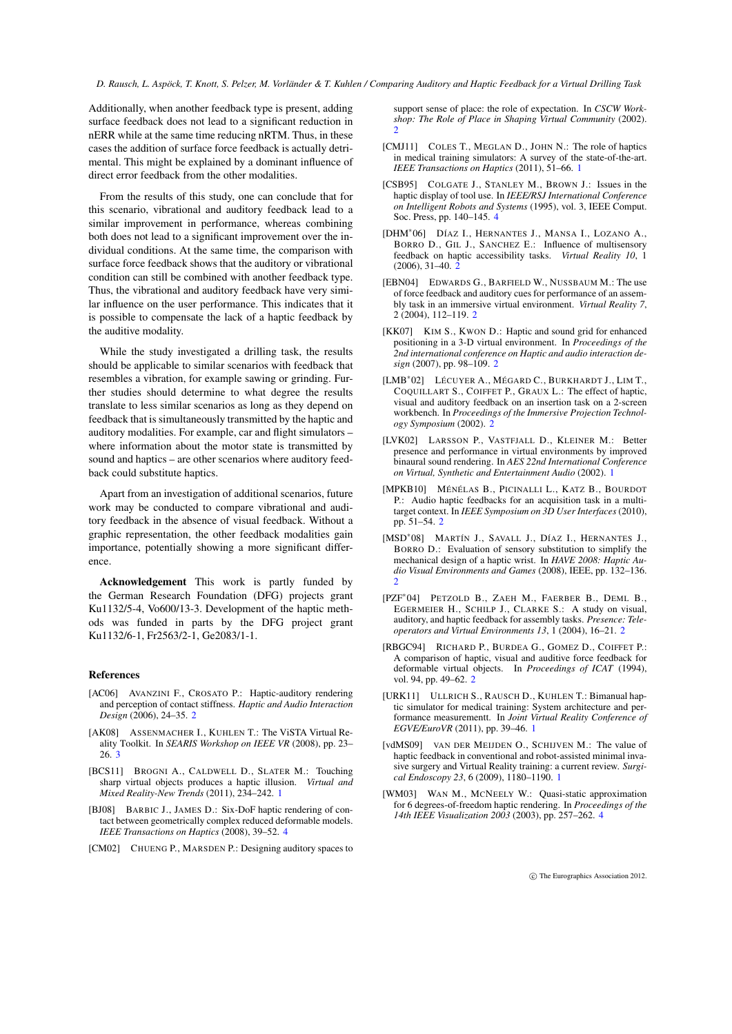Additionally, when another feedback type is present, adding surface feedback does not lead to a significant reduction in nERR while at the same time reducing nRTM. Thus, in these cases the addition of surface force feedback is actually detrimental. This might be explained by a dominant influence of direct error feedback from the other modalities.

From the results of this study, one can conclude that for this scenario, vibrational and auditory feedback lead to a similar improvement in performance, whereas combining both does not lead to a significant improvement over the individual conditions. At the same time, the comparison with surface force feedback shows that the auditory or vibrational condition can still be combined with another feedback type. Thus, the vibrational and auditory feedback have very similar influence on the user performance. This indicates that it is possible to compensate the lack of a haptic feedback by the auditive modality.

While the study investigated a drilling task, the results should be applicable to similar scenarios with feedback that resembles a vibration, for example sawing or grinding. Further studies should determine to what degree the results translate to less similar scenarios as long as they depend on feedback that is simultaneously transmitted by the haptic and auditory modalities. For example, car and flight simulators – where information about the motor state is transmitted by sound and haptics – are other scenarios where auditory feedback could substitute haptics.

Apart from an investigation of additional scenarios, future work may be conducted to compare vibrational and auditory feedback in the absence of visual feedback. Without a graphic representation, the other feedback modalities gain importance, potentially showing a more significant difference.

**Acknowledgement** This work is partly funded by the German Research Foundation (DFG) projects grant Ku1132/5-4, Vo600/13-3. Development of the haptic methods was funded in parts by the DFG project grant Ku1132/6-1, Fr2563/2-1, Ge2083/1-1.

## References

[AC06] AVANZINI F., CROSATO P.: Haptic-auditory rendering and perception of contact stiffness. *Haptic and Audio Interaction Design* (2006), 24–35. 2

[AK08] ASSENMACHER I., KUHLEN T.: The ViSTA Virtual Reality Toolkit. In *SEARIS Workshop on IEEE VR* (2008), pp. 23–26. 3

[BCS11] BROGNI A., CALDWELL D., SLATER M.: Touching sharp virtual objects produces a haptic illusion. *Virtual and Mixed Reality-New Trends* (2011), 234–242. 1

[BJ08] BARBIC J., JAMES D.: Six-DoF haptic rendering of contact between geometrically complex reduced deformable models. *IEEE Transactions on Haptics* (2008), 39–52. 4

[CM02] CHUENG P., MARSDEN P.: Designing auditory spaces to support sense of place: the role of expectation. In *CSCW Workshop: The Role of Place in Shaping Virtual Community* (2002). 2

[CMJ11] COLES T., MEGLAN D., JOHN N.: The role of haptics in medical training simulators: A survey of the state-of-the-art. *IEEE Transactions on Haptics* (2011), 51–66. 1

[CSB95] COLGATE J., STANLEY M., BROWN J.: Issues in the haptic display of tool use. In *IEEE/RSJ International Conference on Intelligent Robots and Systems* (1995), vol. 3, IEEE Comput. Soc. Press, pp. 140–145. 4

[DHM*06] DÍAZ I., HERNANTES J., MANSA I., LOZANO A., BORRO D., GIL J., SANCHEZ E.: Influence of multisensory feedback on haptic accessibility tasks. *Virtual Reality 10*, 1 (2006), 31–40. 2

[EBN04] EDWARDS G., BARFIELD W., NUSSBAUM M.: The use of force feedback and auditory cues for performance of an assembly task in an immersive virtual environment. *Virtual Reality 7*, 2 (2004), 112–119. 2

[KK07] KIM S., KWON D.: Haptic and sound grid for enhanced positioning in a 3-D virtual environment. In *Proceedings of the 2nd international conference on Haptic and audio interaction design* (2007), pp. 98–109. 2

[LMB*02] LÉCUYER A., MÉGARD C., BURKHARDT J., LIM T., COQUILLART S., COIFFET P., GRAUX L.: The effect of haptic, visual and auditory feedback on an insertion task on a 2-screen workbench. In *Proceedings of the Immersive Projection Technology Symposium* (2002). 2

[LVK02] LARSSON P., VASTFJALL D., KLEINER M.: Better presence and performance in virtual environments by improved binaural sound rendering. In *AES 22nd International Conference on Virtual, Synthetic and Entertainment Audio* (2002). 1

[MPKB10] MÉNÉLAS B., PICINALLI L., KATZ B., BOURDOT P.: Audio haptic feedbacks for an acquisition task in a multi-target context. In *IEEE Symposium on 3D User Interfaces* (2010), pp. 51–54. 2

[MSD*08] MARTÍN J., SAVALL J., DÍAZ I., HERNANTES J., BORRO D.: Evaluation of sensory substitution to simplify the mechanical design of a haptic wrist. In *HAVE 2008: Haptic Audio Visual Environments and Games* (2008), IEEE, pp. 132–136. 2

[PZF*04] PETZOLD B., ZAEH M., FAERBER B., DEML B., EGERMEIER H., SCHILP J., CLARKE S.: A study on visual, auditory, and haptic feedback for assembly tasks. *Presence: Teleoperators and Virtual Environments 13*, 1 (2004), 16–21. 2

[RBGC94] RICHARD P., BURDEA G., GOMEZ D., COIFFET P.: A comparison of haptic, visual and auditive force feedback for deformable virtual objects. In *Proceedings of ICAT* (1994), vol. 94, pp. 49–62. 2

[URK11] ULLRICH S., RAUSCH D., KUHLEN T.: Bimanual haptic simulator for medical training: System architecture and performance measurement. In *Joint Virtual Reality Conference of EGVE/EuroVR* (2011), pp. 39–46. 1

[vdMS09] VAN DER MEIJDEN O., SCHIJVEN M.: The value of haptic feedback in conventional and robot-assisted minimal invasive surgery and Virtual Reality training: a current review. *Surgical Endoscopy 23*, 6 (2009), 1180–1190. 1

[WM03] WAN M., MCNEELY W.: Quasi-static approximation for 6 degrees-of-freedom haptic rendering. In *Proceedings of the 14th IEEE Visualization 2003* (2003), pp. 257–262. 4